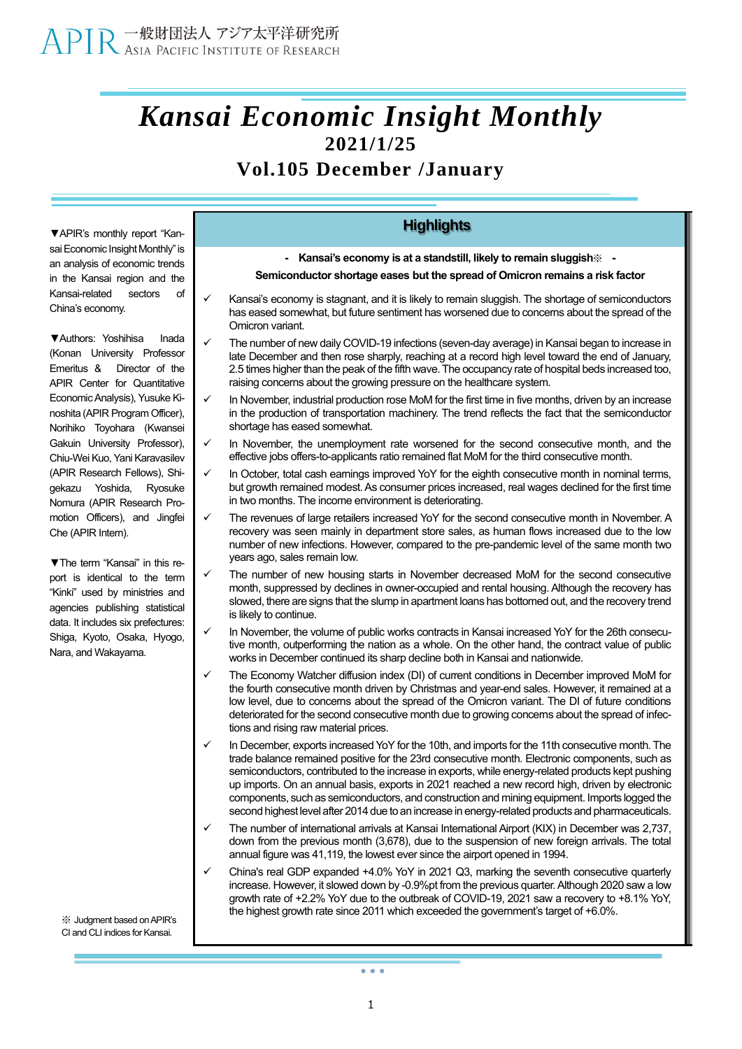APIR 一般財団法人 アジア太平洋研究所 ASIA PACIFIC INSTITUTE OF RESEARCH

# *Kansai Economic Insight Monthly*

**2021/1/25**

**Vol.105 December /January**

▼APIR's monthly report "Kansai Economic Insight Monthly" is an analysis of economic trends in the Kansai region and the Kansai-related sectors of China's economy.

▼Authors: Yoshihisa Inada (Konan University Professor Emeritus & Director of the APIR Center for Quantitative Economic Analysis), Yusuke Kinoshita (APIR Program Officer), Norihiko Toyohara (Kwansei Gakuin University Professor), Chiu-Wei Kuo, Yani Karavasilev (APIR Research Fellows), Shigekazu Yoshida, Ryosuke Nomura (APIR Research Promotion Officers), and Jingfei Che (APIR Intern).

▼The term "Kansai" in this report is identical to the term "Kinki" used by ministries and agencies publishing statistical data. It includes six prefectures: Shiga, Kyoto, Osaka, Hyogo, Nara, and Wakayama.

※ Judgment based on APIR's CI and CLI indices for Kansai.

## Highlights

**- Kansai's economy is at a standstill, likely to remain sluggish※ -**

**Semiconductor shortage eases but the spread of Omicron remains a risk factor**

- ✓ Kansai's economy is stagnant, and it is likely to remain sluggish. The shortage of semiconductors has eased somewhat, but future sentiment has worsened due to concerns about the spread of the Omicron variant.
- ✓ The number of new daily COVID-19 infections (seven-day average) in Kansai began to increase in late December and then rose sharply, reaching at a record high level toward the end of January, 2.5 times higher than the peak of the fifth wave. The occupancy rate of hospital beds increased too, raising concerns about the growing pressure on the healthcare system.
- ✓ In November, industrial production rose MoM for the first time in five months, driven by an increase in the production of transportation machinery. The trend reflects the fact that the semiconductor shortage has eased somewhat.
- ✓ In November, the unemployment rate worsened for the second consecutive month, and the effective jobs offers-to-applicants ratio remained flat MoM for the third consecutive month.
- ✓ In October, total cash earnings improved YoY for the eighth consecutive month in nominal terms, but growth remained modest. As consumer prices increased, real wages declined for the first time in two months. The income environment is deteriorating.
- ✓ The revenues of large retailers increased YoY for the second consecutive month in November. A recovery was seen mainly in department store sales, as human flows increased due to the low number of new infections. However, compared to the pre-pandemic level of the same month two years ago, sales remain low.
- ✓ The number of new housing starts in November decreased MoM for the second consecutive month, suppressed by declines in owner-occupied and rental housing. Although the recovery has slowed, there are signs that the slump in apartment loans has bottomed out, and the recovery trend is likely to continue.
- ✓ In November, the volume of public works contracts in Kansai increased YoY for the 26th consecutive month, outperforming the nation as a whole. On the other hand, the contract value of public works in December continued its sharp decline both in Kansai and nationwide.
- ✓ The Economy Watcher diffusion index (DI) of current conditions in December improved MoM for the fourth consecutive month driven by Christmas and year-end sales. However, it remained at a low level, due to concerns about the spread of the Omicron variant. The DI of future conditions deteriorated for the second consecutive month due to growing concerns about the spread of infections and rising raw material prices.
- ✓ In December, exports increased YoY for the 10th, and imports for the 11th consecutive month. The trade balance remained positive for the 23rd consecutive month. Electronic components, such as semiconductors, contributed to the increase in exports, while energy-related products kept pushing up imports. On an annual basis, exports in 2021 reached a new record high, driven by electronic components, such as semiconductors, and construction and mining equipment. Imports logged the second highest level after 2014 due to an increase in energy-related products and pharmaceuticals.
- ✓ The number of international arrivals at Kansai International Airport (KIX) in December was 2,737, down from the previous month (3,678), due to the suspension of new foreign arrivals. The total annual figure was 41,119, the lowest ever since the airport opened in 1994.
- ✓ China's real GDP expanded +4.0% YoY in 2021 Q3, marking the seventh consecutive quarterly increase. However, it slowed down by -0.9%pt from the previous quarter. Although 2020 saw a low growth rate of +2.2% YoY due to the outbreak of COVID-19, 2021 saw a recovery to +8.1% YoY, the highest growth rate since 2011 which exceeded the government's target of +6.0%.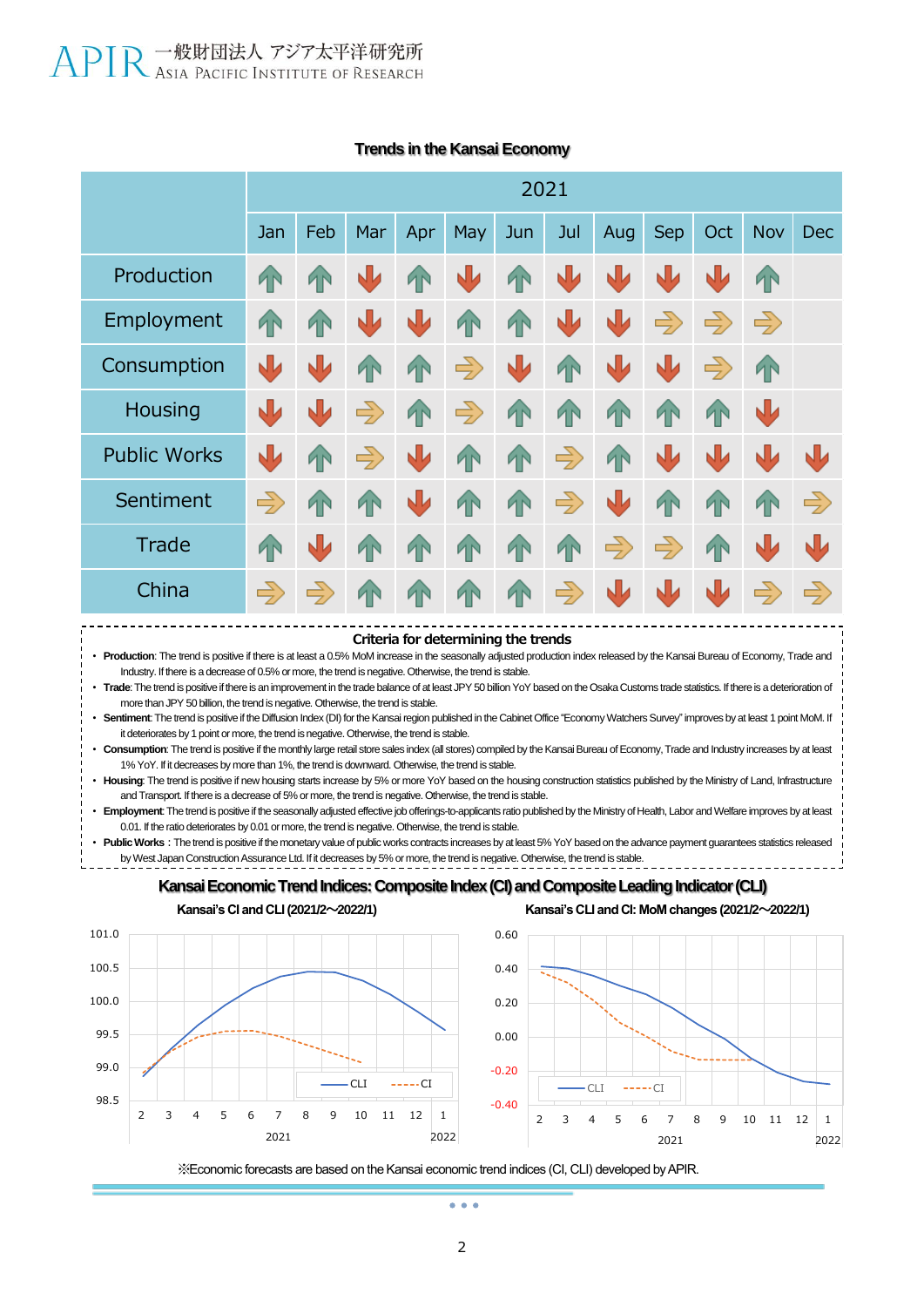## Trends in the Kansai Economy

| | 2021 | | | | | | | | | | | |
|---|---|---|---|---|---|---|---|---|---|---|---|---|
| | Jan | Feb | Mar | Apr | May | Jun | Jul | Aug | Sep | Oct | Nov | Dec |
| Production | ↑ | ↑ | ↓ | ↑ | ↓ | ↑ | ↓ | ↓ | ↓ | ↓ | ↑ | |
| Employment | ↑ | ↑ | ↓ | ↓ | ↑ | ↑ | ↓ | ↓ | → | → | → | |
| Consumption | ↓ | ↓ | ↑ | ↑ | → | ↓ | ↑ | ↓ | ↓ | → | ↑ | |
| Housing | ↓ | ↓ | → | ↑ | → | ↑ | ↑ | ↑ | ↑ | ↑ | ↓ | |
| Public Works | ↓ | ↑ | → | ↓ | ↑ | ↑ | → | ↑ | ↓ | ↓ | ↓ | ↓ |
| Sentiment | → | ↑ | ↑ | ↓ | ↑ | ↑ | → | ↓ | ↑ | ↑ | ↑ | → |
| Trade | ↑ | ↓ | ↑ | ↑ | ↑ | ↑ | ↑ | → | → | ↑ | ↓ | ↓ |
| China | → | → | ↑ | ↑ | ↑ | ↑ | → | ↓ | ↓ | ↓ | → | → |

### Criteria for determining the trends

- **Production**: The trend is positive if there is at least a 0.5% MoM increase in the seasonally adjusted production index released by the Kansai Bureau of Economy, Trade and Industry. If there is a decrease of 0.5% or more, the trend is negative. Otherwise, the trend is stable.
- **Trade**: The trend is positive if there is an improvement in the trade balance of at least JPY 50 billion YoY based on the Osaka Customs trade statistics. If there is a deterioration of more than JPY 50 billion, the trend is negative. Otherwise, the trend is stable.
- **Sentiment**: The trend is positive if the Diffusion Index (DI) for the Kansai region published in the Cabinet Office "Economy Watchers Survey" improves by at least 1 point MoM. If it deteriorates by 1 point or more, the trend is negative. Otherwise, the trend is stable.
- **Consumption**: The trend is positive if the monthly large retail store sales index (all stores) compiled by the Kansai Bureau of Economy, Trade and Industry increases by at least 1% YoY. If it decreases by more than 1%, the trend is downward. Otherwise, the trend is stable.
- **Housing**: The trend is positive if new housing starts increase by 5% or more YoY based on the housing construction statistics published by the Ministry of Land, Infrastructure and Transport. If there is a decrease of 5% or more, the trend is negative. Otherwise, the trend is stable.
- **Employment**: The trend is positive if the seasonally adjusted effective job offerings-to-applicants ratio published by the Ministry of Health, Labor and Welfare improves by at least 0.01. If the ratio deteriorates by 0.01 or more, the trend is negative. Otherwise, the trend is stable.
- **Public Works**: The trend is positive if the monetary value of public works contracts increases by at least 5% YoY based on the advance payment guarantees statistics released by West Japan Construction Assurance Ltd. If it decreases by 5% or more, the trend is negative. Otherwise, the trend is stable.

## Kansai Economic Trend Indices: Composite Index (CI) and Composite Leading Indicator (CLI)

**Kansai's CI and CLI (2021/2～2022/1)**

**Kansai's CLI and CI: MoM changes (2021/2～2022/1)**

※Economic forecasts are based on the Kansai economic trend indices (CI, CLI) developed by APIR.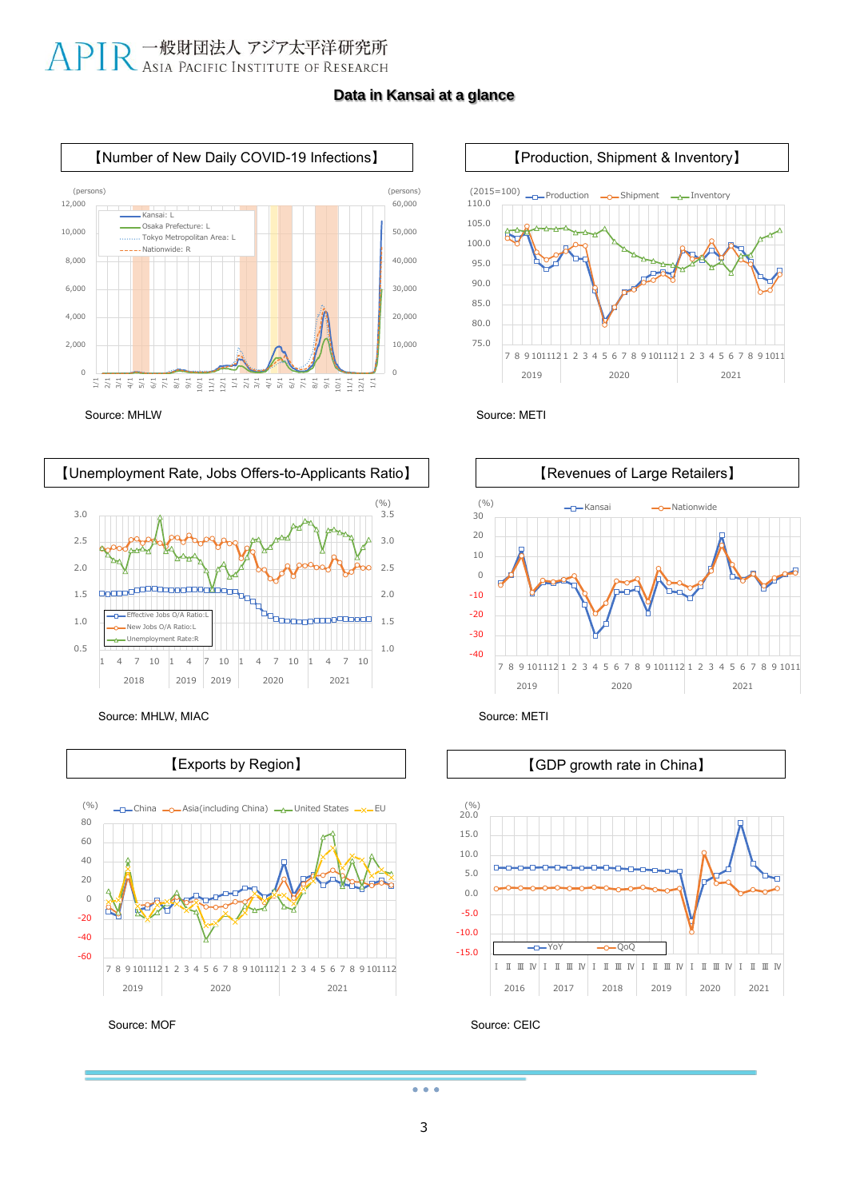# Data in Kansai at a glance

## 【Number of New Daily COVID-19 Infections】

Source: MHLW

## 【Production, Shipment & Inventory】

Source: METI

## 【Unemployment Rate, Jobs Offers-to-Applicants Ratio】

Source: MHLW, MIAC

## 【Revenues of Large Retailers】

Source: METI

## 【Exports by Region】

Source: MOF

## 【GDP growth rate in China】

Source: CEIC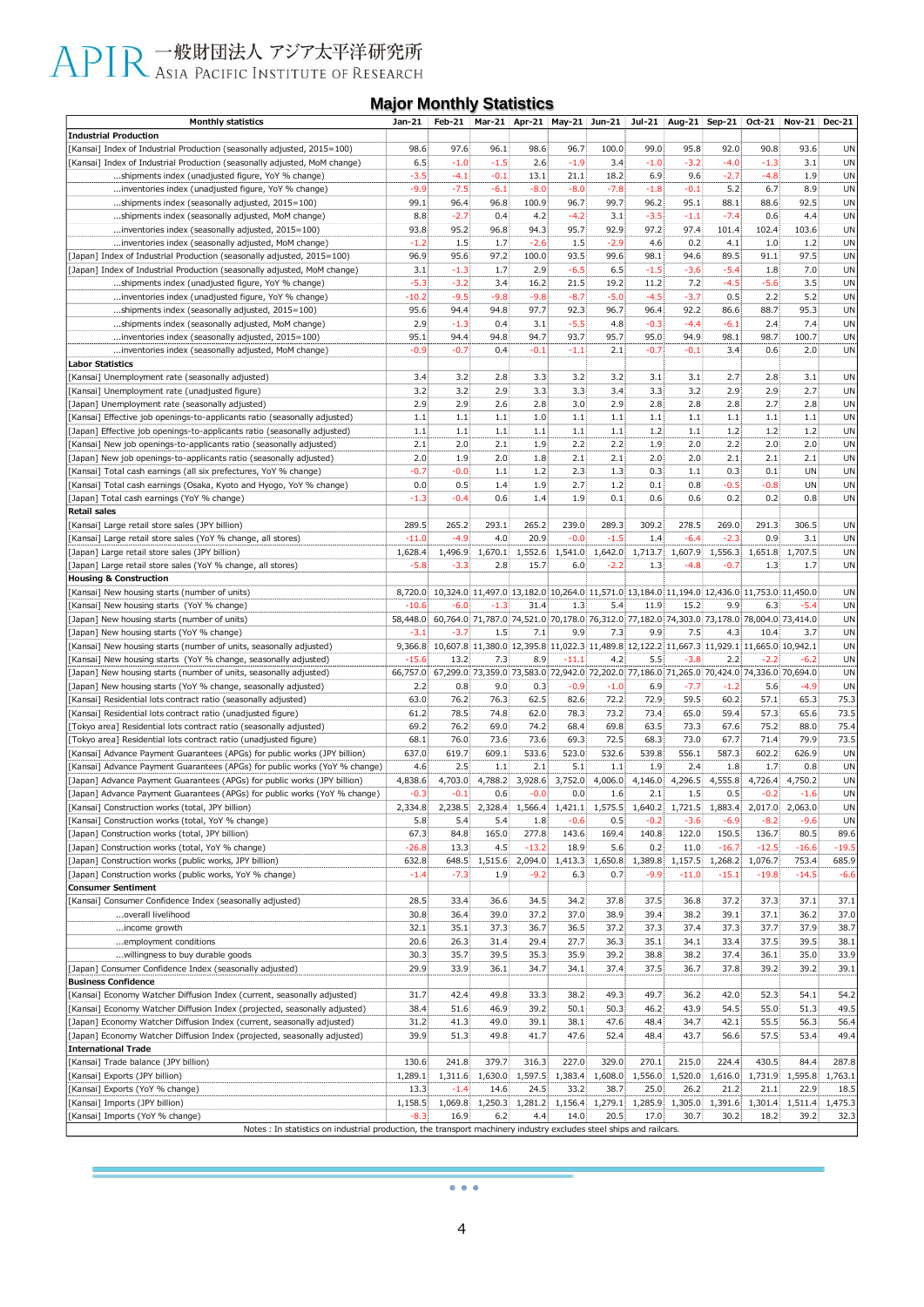## Major Monthly Statistics

| Monthly statistics | Jan-21 | Feb-21 | Mar-21 | Apr-21 | May-21 | Jun-21 | Jul-21 | Aug-21 | Sep-21 | Oct-21 | Nov-21 | Dec-21 |
|---|---|---|---|---|---|---|---|---|---|---|---|---|
| **Industrial Production** | | | | | | | | | | | | |
| [Kansai] Index of Industrial Production (seasonally adjusted, 2015=100) | 98.6 | 97.6 | 96.1 | 98.6 | 96.7 | 100.0 | 99.0 | 95.8 | 92.0 | 90.8 | 93.6 | UN |
| [Kansai] Index of Industrial Production (seasonally adjusted, MoM change) | 6.5 | -1.0 | -1.5 | 2.6 | -1.9 | 3.4 | -1.0 | -3.2 | -4.0 | -1.3 | 3.1 | UN |
| ...shipments index (unadjusted figure, YoY % change) | -3.5 | -4.1 | -0.1 | 13.1 | 21.1 | 18.2 | 6.9 | 9.6 | -2.7 | -4.8 | 1.9 | UN |
| ...inventories index (unadjusted figure, YoY % change) | -9.9 | -7.5 | -6.1 | -8.0 | -8.0 | -7.8 | -1.8 | -0.1 | 5.2 | 6.7 | 8.9 | UN |
| ...shipments index (seasonally adjusted, 2015=100) | 99.1 | 96.4 | 96.8 | 100.9 | 96.7 | 99.7 | 96.2 | 95.1 | 88.1 | 88.6 | 92.5 | UN |
| ...shipments index (seasonally adjusted, MoM change) | 8.8 | -2.7 | 0.4 | 4.2 | -4.2 | 3.1 | -3.5 | -1.1 | -7.4 | 0.6 | 4.4 | UN |
| ...inventories index (seasonally adjusted, 2015=100) | 93.8 | 95.2 | 96.8 | 94.3 | 95.7 | 92.9 | 97.2 | 97.4 | 101.4 | 102.4 | 103.6 | UN |
| ...inventories index (seasonally adjusted, MoM change) | -1.2 | 1.5 | 1.7 | -2.6 | 1.5 | -2.9 | 4.6 | 0.2 | 4.1 | 1.0 | 1.2 | UN |
| [Japan] Index of Industrial Production (seasonally adjusted, 2015=100) | 96.9 | 95.6 | 97.2 | 100.0 | 93.5 | 99.6 | 98.1 | 94.6 | 89.5 | 91.1 | 97.5 | UN |
| [Japan] Index of Industrial Production (seasonally adjusted, MoM change) | 3.1 | -1.3 | 1.7 | 2.9 | -6.5 | 6.5 | -1.5 | -3.6 | -5.4 | 1.8 | 7.0 | UN |
| ...shipments index (unadjusted figure, YoY % change) | -5.3 | -3.2 | 3.4 | 16.2 | 21.5 | 19.2 | 11.2 | 7.2 | -4.5 | -5.6 | 3.5 | UN |
| ...inventories index (unadjusted figure, YoY % change) | -10.2 | -9.5 | -9.8 | -9.8 | -8.7 | -5.0 | -4.5 | -3.7 | 0.5 | 2.2 | 5.2 | UN |
| ...shipments index (seasonally adjusted, 2015=100) | 95.6 | 94.4 | 94.8 | 97.7 | 92.3 | 96.7 | 96.4 | 92.2 | 86.6 | 88.7 | 95.3 | UN |
| ...shipments index (seasonally adjusted, MoM change) | 2.9 | -1.3 | 0.4 | 3.1 | -5.5 | 4.8 | -0.3 | -4.4 | -6.1 | 2.4 | 7.4 | UN |
| ...inventories index (seasonally adjusted, 2015=100) | 95.1 | 94.4 | 94.8 | 94.7 | 93.7 | 95.7 | 95.0 | 94.9 | 98.1 | 98.7 | 100.7 | UN |
| ...inventories index (seasonally adjusted, MoM change) | -0.9 | -0.7 | 0.4 | -0.1 | -1.1 | 2.1 | -0.7 | -0.1 | 3.4 | 0.6 | 2.0 | UN |
| **Labor Statistics** | | | | | | | | | | | | |
| [Kansai] Unemployment rate (seasonally adjusted) | 3.4 | 3.2 | 2.8 | 3.3 | 3.2 | 3.2 | 3.1 | 3.1 | 2.7 | 2.8 | 3.1 | UN |
| [Kansai] Unemployment rate (unadjusted figure) | 3.2 | 3.2 | 2.9 | 3.3 | 3.3 | 3.4 | 3.3 | 3.2 | 2.9 | 2.9 | 2.7 | UN |
| [Japan] Unemployment rate (seasonally adjusted) | 2.9 | 2.9 | 2.6 | 2.8 | 3.0 | 2.9 | 2.8 | 2.8 | 2.8 | 2.7 | 2.8 | UN |
| [Kansai] Effective job openings-to-applicants ratio (seasonally adjusted) | 1.1 | 1.1 | 1.1 | 1.0 | 1.1 | 1.1 | 1.1 | 1.1 | 1.1 | 1.1 | 1.1 | UN |
| [Japan] Effective job openings-to-applicants ratio (seasonally adjusted) | 1.1 | 1.1 | 1.1 | 1.1 | 1.1 | 1.1 | 1.2 | 1.1 | 1.2 | 1.2 | 1.2 | UN |
| [Kansai] New job openings-to-applicants ratio (seasonally adjusted) | 2.1 | 2.0 | 2.1 | 1.9 | 2.2 | 2.2 | 1.9 | 2.0 | 2.2 | 2.0 | 2.0 | UN |
| [Japan] New job openings-to-applicants ratio (seasonally adjusted) | 2.0 | 1.9 | 2.0 | 1.8 | 2.1 | 2.1 | 2.0 | 2.0 | 2.1 | 2.1 | 2.1 | UN |
| [Kansai] Total cash earnings (all six prefectures, YoY % change) | -0.7 | -0.0 | 1.1 | 1.2 | 2.3 | 1.3 | 0.3 | 1.1 | 0.3 | 0.1 | UN | UN |
| [Kansai] Total cash earnings (Osaka, Kyoto and Hyogo, YoY % change) | 0.0 | 0.5 | 1.4 | 1.9 | 2.7 | 1.2 | 0.1 | 0.8 | -0.5 | -0.8 | UN | UN |
| [Japan] Total cash earnings (YoY % change) | -1.3 | -0.4 | 0.6 | 1.4 | 1.9 | 0.1 | 0.6 | 0.6 | 0.2 | 0.2 | 0.8 | UN |
| **Retail sales** | | | | | | | | | | | | |
| [Kansai] Large retail store sales (JPY billion) | 289.5 | 265.2 | 293.1 | 265.2 | 239.0 | 289.3 | 309.2 | 278.5 | 269.0 | 291.3 | 306.5 | UN |
| [Kansai] Large retail store sales (YoY % change, all stores) | -11.0 | -4.9 | 4.0 | 20.9 | -0.0 | -1.5 | 1.4 | -6.4 | -2.3 | 0.9 | 3.1 | UN |
| [Japan] Large retail store sales (JPY billion) | 1,628.4 | 1,496.9 | 1,670.1 | 1,552.6 | 1,541.0 | 1,642.0 | 1,713.7 | 1,607.9 | 1,556.3 | 1,651.8 | 1,707.5 | UN |
| [Japan] Large retail store sales (YoY % change, all stores) | -5.8 | -3.3 | 2.8 | 15.7 | 6.0 | -2.2 | 1.3 | -4.8 | -0.7 | 1.3 | 1.7 | UN |
| **Housing & Construction** | | | | | | | | | | | | |
| [Kansai] New housing starts (number of units) | 8,720.0 | 10,324.0 | 11,497.0 | 13,182.0 | 10,264.0 | 11,571.0 | 13,184.0 | 11,194.0 | 12,436.0 | 11,753.0 | 11,450.0 | UN |
| [Kansai] New housing starts (YoY % change) | -10.6 | -6.0 | -1.3 | 31.4 | 1.3 | 5.4 | 11.9 | 15.2 | 9.9 | 6.3 | -5.4 | UN |
| [Japan] New housing starts (number of units) | 58,448.0 | 60,764.0 | 71,787.0 | 74,521.0 | 70,178.0 | 76,312.0 | 77,182.0 | 74,303.0 | 73,178.0 | 78,004.0 | 73,414.0 | UN |
| [Japan] New housing starts (YoY % change) | -3.1 | -3.7 | 1.5 | 7.1 | 9.9 | 7.3 | 9.9 | 7.5 | 4.3 | 10.4 | 3.7 | UN |
| [Kansai] New housing starts (number of units, seasonally adjusted) | 9,366.8 | 10,607.8 | 11,380.0 | 12,395.8 | 11,022.3 | 11,489.8 | 12,122.2 | 11,667.3 | 11,929.1 | 11,665.0 | 10,942.1 | UN |
| [Kansai] New housing starts (YoY % change, seasonally adjusted) | -15.6 | 13.2 | 7.3 | 8.9 | -11.1 | 4.2 | 5.5 | -3.8 | 2.2 | -2.2 | -6.2 | UN |
| [Japan] New housing starts (number of units, seasonally adjusted) | 66,757.0 | 67,299.0 | 73,359.0 | 73,583.0 | 72,942.0 | 72,202.0 | 77,186.0 | 71,265.0 | 70,424.0 | 74,336.0 | 70,694.0 | UN |
| [Japan] New housing starts (YoY % change, seasonally adjusted) | 2.2 | 0.8 | 9.0 | 0.3 | -0.9 | -1.0 | 6.9 | -7.7 | -1.2 | 5.6 | -4.9 | UN |
| [Kansai] Residential lots contract ratio (seasonally adjusted) | 63.0 | 76.2 | 76.3 | 62.5 | 82.6 | 72.2 | 72.9 | 59.5 | 60.2 | 57.1 | 65.3 | 75.3 |
| [Kansai] Residential lots contract ratio (unadjusted figure) | 61.2 | 78.5 | 74.8 | 62.0 | 78.3 | 73.2 | 73.4 | 65.0 | 59.4 | 57.3 | 65.6 | 73.5 |
| [Tokyo area] Residential lots contract ratio (seasonally adjusted) | 69.2 | 76.2 | 69.0 | 74.2 | 68.4 | 69.8 | 63.5 | 73.3 | 67.6 | 75.2 | 88.0 | 75.4 |
| [Tokyo area] Residential lots contract ratio (unadjusted figure) | 68.1 | 76.0 | 73.6 | 73.6 | 69.3 | 72.5 | 68.3 | 73.0 | 67.7 | 71.4 | 79.9 | 73.5 |
| [Kansai] Advance Payment Guarantees (APGs) for public works (JPY billion) | 637.0 | 619.7 | 609.1 | 533.6 | 523.0 | 532.6 | 539.8 | 556.1 | 587.3 | 602.2 | 626.9 | UN |
| [Kansai] Advance Payment Guarantees (APGs) for public works (YoY % change) | 4.6 | 2.5 | 1.1 | 2.1 | 5.1 | 1.1 | 1.9 | 2.4 | 1.8 | 1.7 | 0.8 | UN |
| [Japan] Advance Payment Guarantees (APGs) for public works (JPY billion) | 4,838.6 | 4,703.0 | 4,788.2 | 3,928.6 | 3,752.0 | 4,006.0 | 4,146.0 | 4,296.5 | 4,555.8 | 4,726.4 | 4,750.2 | UN |
| [Japan] Advance Payment Guarantees (APGs) for public works (YoY % change) | -0.3 | -0.1 | 0.6 | -0.0 | 0.0 | 1.6 | 2.1 | 1.5 | 0.5 | -0.2 | -1.6 | UN |
| [Kansai] Construction works (total, JPY billion) | 2,334.8 | 2,238.5 | 2,328.4 | 1,566.4 | 1,421.1 | 1,575.5 | 1,640.2 | 1,721.5 | 1,883.4 | 2,017.0 | 2,063.0 | UN |
| [Kansai] Construction works (total, YoY % change) | 5.8 | 5.4 | 5.4 | 1.8 | -0.6 | 0.5 | -0.2 | -3.6 | -6.9 | -8.2 | -9.6 | UN |
| [Japan] Construction works (total, JPY billion) | 67.3 | 84.8 | 165.0 | 277.8 | 143.6 | 169.4 | 140.8 | 122.0 | 150.5 | 136.7 | 80.5 | 89.6 |
| [Japan] Construction works (total, YoY % change) | -26.8 | 13.3 | 4.5 | -13.2 | 18.9 | 5.6 | 0.2 | 11.0 | -16.7 | -12.5 | -16.6 | -19.5 |
| [Japan] Construction works (public works, JPY billion) | 632.8 | 648.5 | 1,515.6 | 2,094.0 | 1,413.3 | 1,650.8 | 1,389.8 | 1,157.5 | 1,268.2 | 1,076.7 | 753.4 | 685.9 |
| [Japan] Construction works (public works, YoY % change) | -1.4 | -7.3 | 1.9 | -9.2 | 6.3 | 0.7 | -9.9 | -11.0 | -15.1 | -19.8 | -14.5 | -6.6 |
| **Consumer Sentiment** | | | | | | | | | | | | |
| [Kansai] Consumer Confidence Index (seasonally adjusted) | 28.5 | 33.4 | 36.6 | 34.5 | 34.2 | 37.8 | 37.5 | 36.8 | 37.2 | 37.3 | 37.1 | 37.1 |
| ...overall livelihood | 30.8 | 36.4 | 39.0 | 37.2 | 37.0 | 38.9 | 39.4 | 38.2 | 39.1 | 37.1 | 36.2 | 37.0 |
| ...income growth | 32.1 | 35.1 | 37.3 | 36.7 | 36.5 | 37.2 | 37.3 | 37.4 | 37.3 | 37.7 | 37.9 | 38.7 |
| ...employment conditions | 20.6 | 26.3 | 31.4 | 29.4 | 27.7 | 36.3 | 35.1 | 34.1 | 33.4 | 37.5 | 39.5 | 38.1 |
| ...willingness to buy durable goods | 30.3 | 35.7 | 39.5 | 35.3 | 35.9 | 39.2 | 38.8 | 38.2 | 37.4 | 36.1 | 35.0 | 33.9 |
| [Japan] Consumer Confidence Index (seasonally adjusted) | 29.9 | 33.9 | 36.1 | 34.7 | 34.1 | 37.4 | 37.5 | 36.7 | 37.8 | 39.2 | 39.2 | 39.1 |
| **Business Confidence** | | | | | | | | | | | | |
| [Kansai] Economy Watcher Diffusion Index (current, seasonally adjusted) | 31.7 | 42.4 | 49.8 | 33.3 | 38.2 | 49.3 | 49.7 | 36.2 | 42.0 | 52.3 | 54.1 | 54.2 |
| [Kansai] Economy Watcher Diffusion Index (projected, seasonally adjusted) | 38.4 | 51.6 | 46.9 | 39.2 | 50.1 | 50.3 | 46.2 | 43.9 | 54.5 | 55.0 | 51.3 | 49.5 |
| [Japan] Economy Watcher Diffusion Index (current, seasonally adjusted) | 31.2 | 41.3 | 49.0 | 39.1 | 38.1 | 47.6 | 48.4 | 34.7 | 42.1 | 55.5 | 56.3 | 56.4 |
| [Japan] Economy Watcher Diffusion Index (projected, seasonally adjusted) | 39.9 | 51.3 | 49.8 | 41.7 | 47.6 | 52.4 | 48.4 | 43.7 | 56.6 | 57.5 | 53.4 | 49.4 |
| **International Trade** | | | | | | | | | | | | |
| [Kansai] Trade balance (JPY billion) | 130.6 | 241.8 | 379.7 | 316.3 | 227.0 | 329.0 | 270.1 | 215.0 | 224.4 | 430.5 | 84.4 | 287.8 |
| [Kansai] Exports (JPY billion) | 1,289.1 | 1,311.6 | 1,630.0 | 1,597.5 | 1,383.4 | 1,608.0 | 1,556.0 | 1,520.0 | 1,616.0 | 1,731.9 | 1,595.8 | 1,763.1 |
| [Kansai] Exports (YoY % change) | 13.3 | -1.4 | 14.6 | 24.5 | 33.2 | 38.7 | 25.0 | 26.2 | 21.2 | 21.1 | 22.9 | 18.5 |
| [Kansai] Imports (JPY billion) | 1,158.5 | 1,069.8 | 1,250.3 | 1,281.2 | 1,156.4 | 1,279.1 | 1,285.9 | 1,305.0 | 1,391.6 | 1,301.4 | 1,511.4 | 1,475.3 |
| [Kansai] Imports (YoY % change) | -8.3 | 16.9 | 6.2 | 4.4 | 14.0 | 20.5 | 17.0 | 30.7 | 30.2 | 18.2 | 39.2 | 32.3 |

Notes : In statistics on industrial production, the transport machinery industry excludes steel ships and railcars.